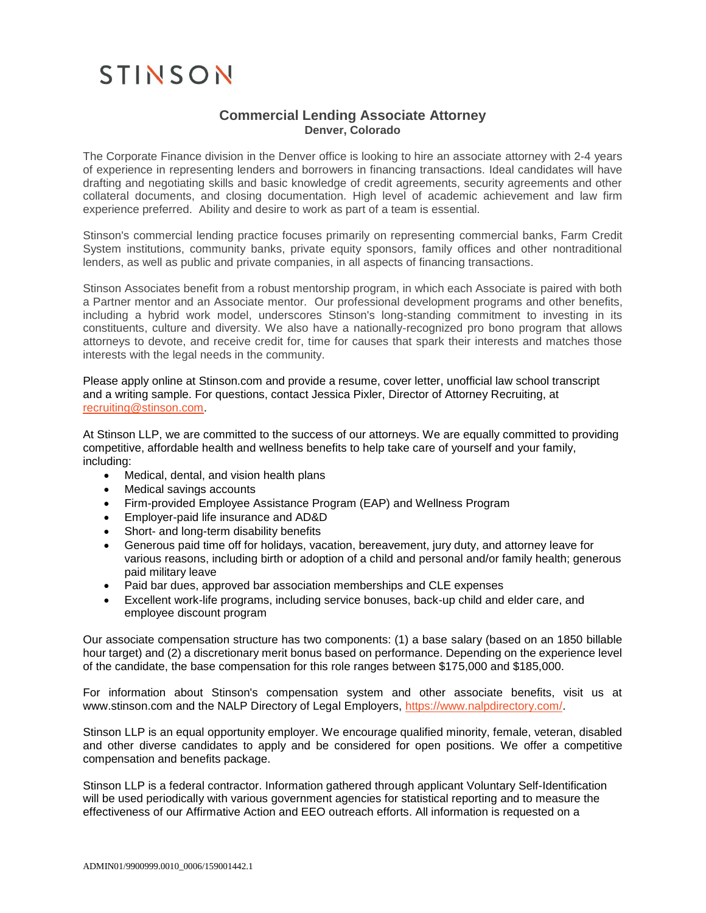# STINSON

## Commercial Lending Associate Attorney

**Denver, Colorado**

The Corporate Finance division in the Denver office is looking to hire an associate attorney with 2-4 years of experience in representing lenders and borrowers in financing transactions. Ideal candidates will have drafting and negotiating skills and basic knowledge of credit agreements, security agreements and other collateral documents, and closing documentation. High level of academic achievement and law firm experience preferred. Ability and desire to work as part of a team is essential.

Stinson's commercial lending practice focuses primarily on representing commercial banks, Farm Credit System institutions, community banks, private equity sponsors, family offices and other nontraditional lenders, as well as public and private companies, in all aspects of financing transactions.

Stinson Associates benefit from a robust mentorship program, in which each Associate is paired with both a Partner mentor and an Associate mentor. Our professional development programs and other benefits, including a hybrid work model, underscores Stinson's long-standing commitment to investing in its constituents, culture and diversity. We also have a nationally-recognized pro bono program that allows attorneys to devote, and receive credit for, time for causes that spark their interests and matches those interests with the legal needs in the community.

Please apply online at Stinson.com and provide a resume, cover letter, unofficial law school transcript and a writing sample. For questions, contact Jessica Pixler, Director of Attorney Recruiting, at recruiting@stinson.com.

At Stinson LLP, we are committed to the success of our attorneys. We are equally committed to providing competitive, affordable health and wellness benefits to help take care of yourself and your family, including:

- Medical, dental, and vision health plans
- Medical savings accounts
- Firm-provided Employee Assistance Program (EAP) and Wellness Program
- Employer-paid life insurance and AD&D
- Short- and long-term disability benefits
- Generous paid time off for holidays, vacation, bereavement, jury duty, and attorney leave for various reasons, including birth or adoption of a child and personal and/or family health; generous paid military leave
- Paid bar dues, approved bar association memberships and CLE expenses
- Excellent work-life programs, including service bonuses, back-up child and elder care, and employee discount program

Our associate compensation structure has two components: (1) a base salary (based on an 1850 billable hour target) and (2) a discretionary merit bonus based on performance. Depending on the experience level of the candidate, the base compensation for this role ranges between $175,000 and $185,000.

For information about Stinson's compensation system and other associate benefits, visit us at www.stinson.com and the NALP Directory of Legal Employers, https://www.nalpdirectory.com/.

Stinson LLP is an equal opportunity employer. We encourage qualified minority, female, veteran, disabled and other diverse candidates to apply and be considered for open positions. We offer a competitive compensation and benefits package.

Stinson LLP is a federal contractor. Information gathered through applicant Voluntary Self-Identification will be used periodically with various government agencies for statistical reporting and to measure the effectiveness of our Affirmative Action and EEO outreach efforts. All information is requested on a

ADMIN01/9900999.0010_0006/159001442.1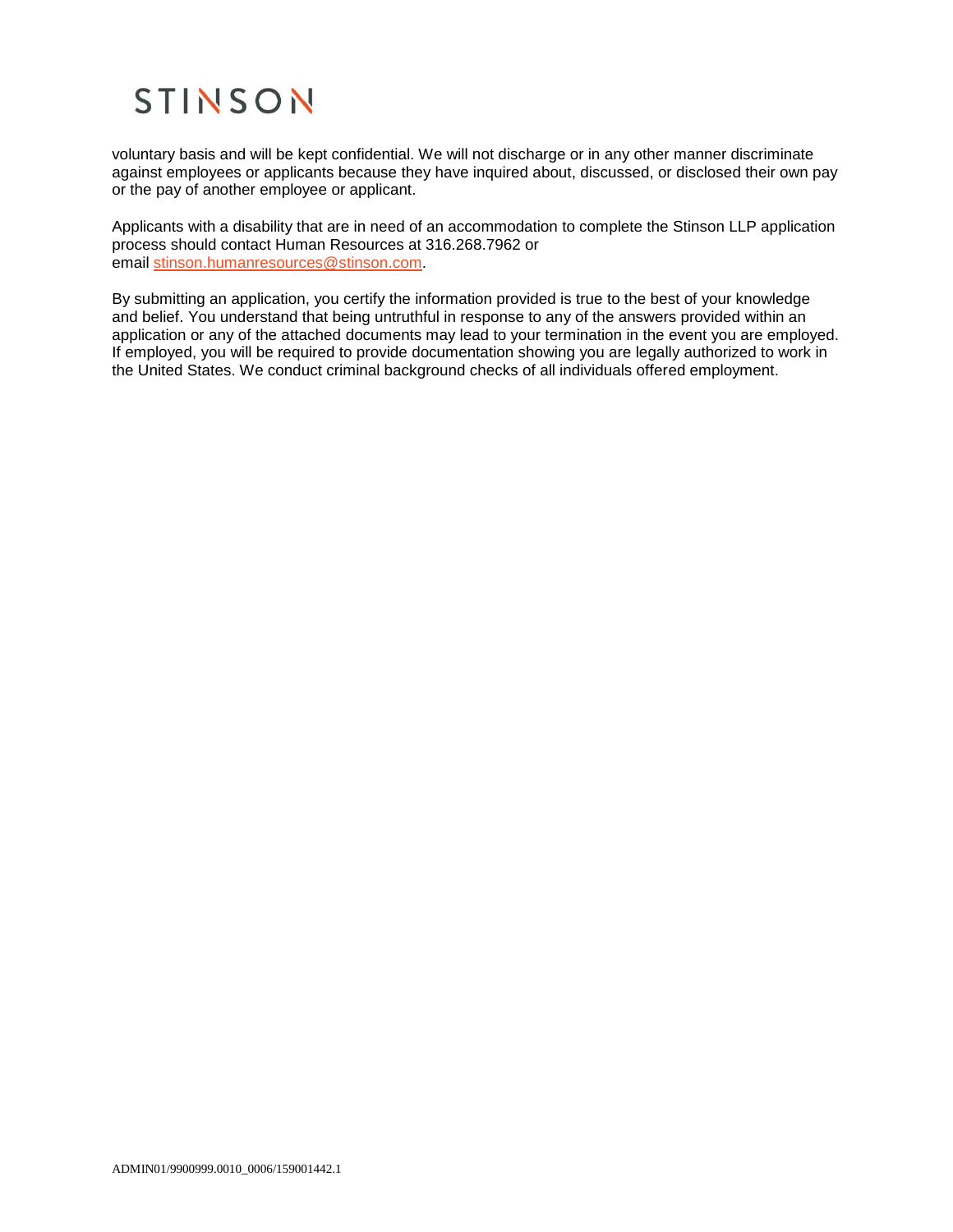voluntary basis and will be kept confidential. We will not discharge or in any other manner discriminate against employees or applicants because they have inquired about, discussed, or disclosed their own pay or the pay of another employee or applicant.

Applicants with a disability that are in need of an accommodation to complete the Stinson LLP application process should contact Human Resources at 316.268.7962 or email stinson.humanresources@stinson.com.

By submitting an application, you certify the information provided is true to the best of your knowledge and belief. You understand that being untruthful in response to any of the answers provided within an application or any of the attached documents may lead to your termination in the event you are employed. If employed, you will be required to provide documentation showing you are legally authorized to work in the United States. We conduct criminal background checks of all individuals offered employment.